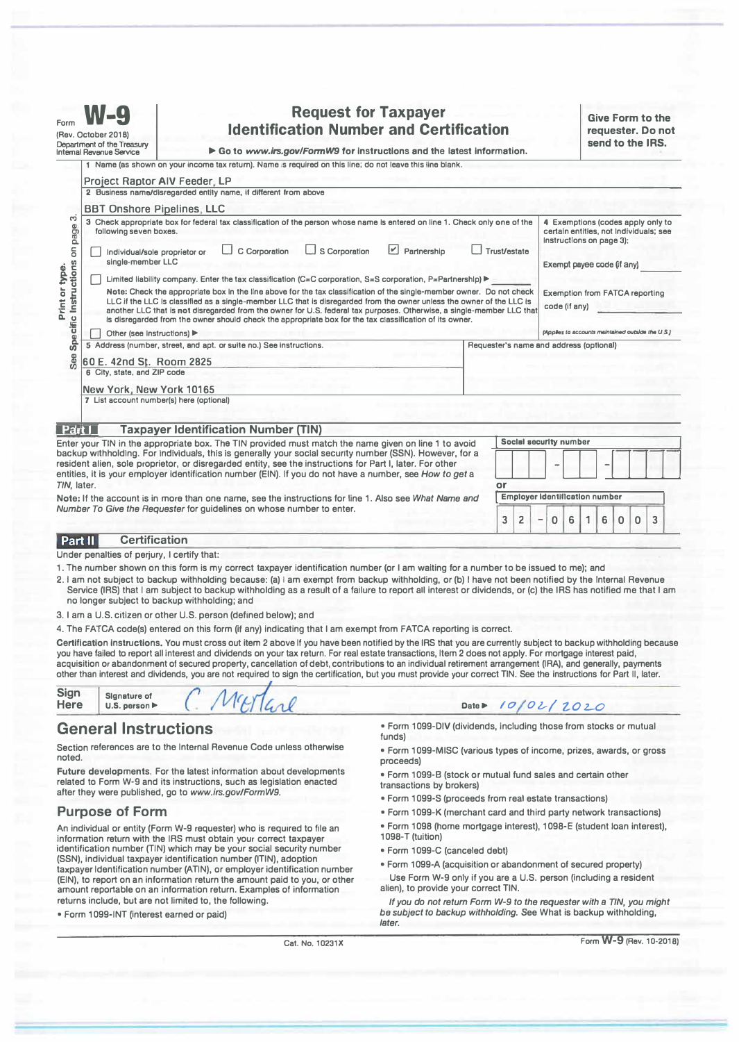Form **W-9**
(Rev. October 2018)
Department of the Treasury
Internal Revenue Service

# Request for Taxpayer Identification Number and Certification

▶ Go to *www.irs.gov/FormW9* for instructions and the latest information.

**Give Form to the requester. Do not send to the IRS.**

Print or type. See Specific Instructions on page 3.

1 Name (as shown on your income tax return). Name is required on this line; do not leave this line blank.

Project Raptor AIV Feeder, LP

2 Business name/disregarded entity name, if different from above

BBT Onshore Pipelines, LLC

3 Check appropriate box for federal tax classification of the person whose name is entered on line 1. Check only **one** of the following seven boxes.

☐ Individual/sole proprietor or single-member LLC ☐ C Corporation ☐ S Corporation ☑ Partnership ☐ Trust/estate

☐ Limited liability company. Enter the tax classification (C=C corporation, S=S corporation, P=Partnership) ▶

**Note:** Check the appropriate box in the line above for the tax classification of the single-member owner. Do not check LLC if the LLC is classified as a single-member LLC that is disregarded from the owner unless the owner of the LLC is another LLC that is **not** disregarded from the owner for U.S. federal tax purposes. Otherwise, a single-member LLC that is disregarded from the owner should check the appropriate box for the tax classification of its owner.

☐ Other (see instructions) ▶

4 Exemptions (codes apply only to certain entities, not individuals; see instructions on page 3):

Exempt payee code (if any)

Exemption from FATCA reporting code (if any)

*(Applies to accounts maintained outside the U.S.)*

5 Address (number, street, and apt. or suite no.) See instructions.

60 E. 42nd St. Room 2825

Requester's name and address (optional)

6 City, state, and ZIP code

New York, New York 10165

7 List account number(s) here (optional)

## Part I Taxpayer Identification Number (TIN)

Enter your TIN in the appropriate box. The TIN provided must match the name given on line 1 to avoid backup withholding. For individuals, this is generally your social security number (SSN). However, for a resident alien, sole proprietor, or disregarded entity, see the instructions for Part I, later. For other entities, it is your employer identification number (EIN). If you do not have a number, see *How to get a TIN,* later.

**Note:** If the account is in more than one name, see the instructions for line 1. Also see *What Name and Number To Give the Requester* for guidelines on whose number to enter.

**Social security number**

[ ][ ][ ] – [ ][ ] – [ ][ ][ ][ ]

or

**Employer identification number**

3 2 – 0 6 1 6 0 0 3

## Part II Certification

Under penalties of perjury, I certify that:

1. The number shown on this form is my correct taxpayer identification number (or I am waiting for a number to be issued to me); and
2. I am not subject to backup withholding because: (a) I am exempt from backup withholding, or (b) I have not been notified by the Internal Revenue Service (IRS) that I am subject to backup withholding as a result of a failure to report all interest or dividends, or (c) the IRS has notified me that I am no longer subject to backup withholding; and
3. I am a U.S. citizen or other U.S. person (defined below); and
4. The FATCA code(s) entered on this form (if any) indicating that I am exempt from FATCA reporting is correct.

**Certification instructions.** You must cross out item 2 above if you have been notified by the IRS that you are currently subject to backup withholding because you have failed to report all interest and dividends on your tax return. For real estate transactions, item 2 does not apply. For mortgage interest paid, acquisition or abandonment of secured property, cancellation of debt, contributions to an individual retirement arrangement (IRA), and generally, payments other than interest and dividends, you are not required to sign the certification, but you must provide your correct TIN. See the instructions for Part II, later.

**Sign Here** Signature of U.S. person ▶ C. McFarland Date ▶ 10/02/2020

## General Instructions

Section references are to the Internal Revenue Code unless otherwise noted.

**Future developments.** For the latest information about developments related to Form W-9 and its instructions, such as legislation enacted after they were published, go to *www.irs.gov/FormW9.*

## Purpose of Form

An individual or entity (Form W-9 requester) who is required to file an information return with the IRS must obtain your correct taxpayer identification number (TIN) which may be your social security number (SSN), individual taxpayer identification number (ITIN), adoption taxpayer identification number (ATIN), or employer identification number (EIN), to report on an information return the amount paid to you, or other amount reportable on an information return. Examples of information returns include, but are not limited to, the following.

- Form 1099-INT (interest earned or paid)
- Form 1099-DIV (dividends, including those from stocks or mutual funds)
- Form 1099-MISC (various types of income, prizes, awards, or gross proceeds)
- Form 1099-B (stock or mutual fund sales and certain other transactions by brokers)
- Form 1099-S (proceeds from real estate transactions)
- Form 1099-K (merchant card and third party network transactions)
- Form 1098 (home mortgage interest), 1098-E (student loan interest), 1098-T (tuition)
- Form 1099-C (canceled debt)
- Form 1099-A (acquisition or abandonment of secured property)

Use Form W-9 only if you are a U.S. person (including a resident alien), to provide your correct TIN.

*If you do not return Form W-9 to the requester with a TIN, you might be subject to backup withholding. See* What is backup withholding, *later.*

Cat. No. 10231X

Form **W-9** (Rev. 10-2018)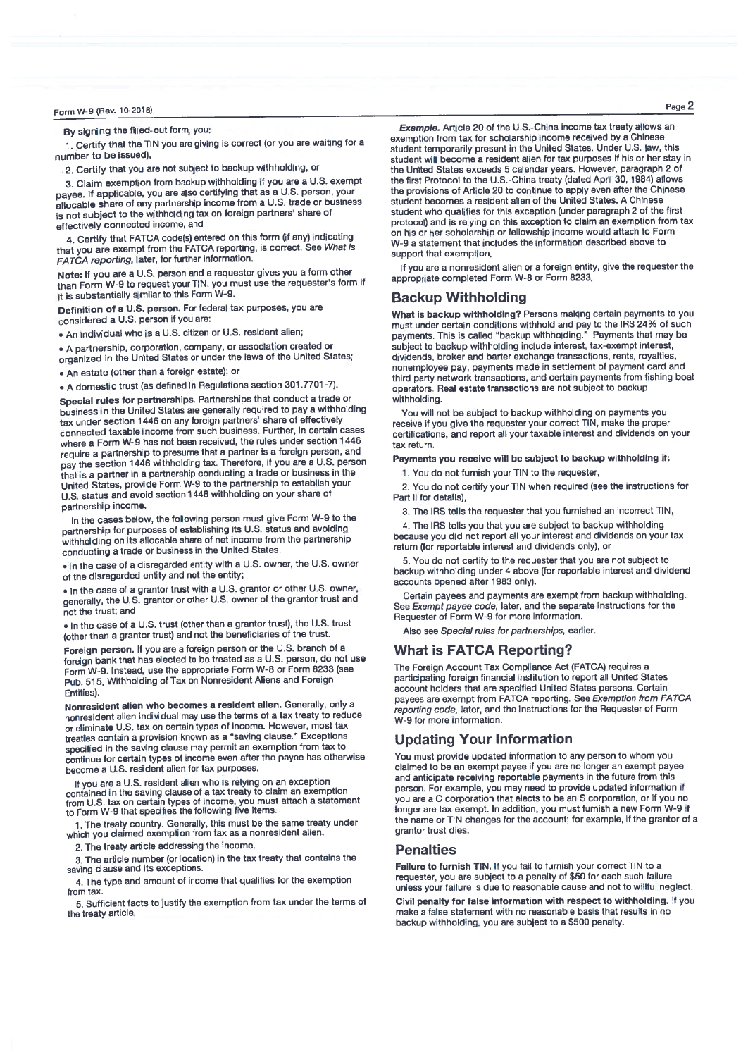By signing the filled-out form, you:

1. Certify that the TIN you are giving is correct (or you are waiting for a number to be issued),

2. Certify that you are not subject to backup withholding, or

3. Claim exemption from backup withholding if you are a U.S. exempt payee. If applicable, you are also certifying that as a U.S. person, your allocable share of any partnership income from a U.S. trade or business is not subject to the withholding tax on foreign partners' share of effectively connected income, and

4. Certify that FATCA code(s) entered on this form (if any) indicating that you are exempt from the FATCA reporting, is correct. See *What is FATCA reporting*, later, for further information.

**Note:** If you are a U.S. person and a requester gives you a form other than Form W-9 to request your TIN, you must use the requester's form if it is substantially similar to this Form W-9.

**Definition of a U.S. person.** For federal tax purposes, you are considered a U.S. person if you are:

- An individual who is a U.S. citizen or U.S. resident alien;
- A partnership, corporation, company, or association created or organized in the United States or under the laws of the United States;
- An estate (other than a foreign estate); or
- A domestic trust (as defined in Regulations section 301.7701-7).

**Special rules for partnerships.** Partnerships that conduct a trade or business in the United States are generally required to pay a withholding tax under section 1446 on any foreign partners' share of effectively connected taxable income from such business. Further, in certain cases where a Form W-9 has not been received, the rules under section 1446 require a partnership to presume that a partner is a foreign person, and pay the section 1446 withholding tax. Therefore, if you are a U.S. person that is a partner in a partnership conducting a trade or business in the United States, provide Form W-9 to the partnership to establish your U.S. status and avoid section 1446 withholding on your share of partnership income.

In the cases below, the following person must give Form W-9 to the partnership for purposes of establishing its U.S. status and avoiding withholding on its allocable share of net income from the partnership conducting a trade or business in the United States.

- In the case of a disregarded entity with a U.S. owner, the U.S. owner of the disregarded entity and not the entity;
- In the case of a grantor trust with a U.S. grantor or other U.S. owner, generally, the U.S. grantor or other U.S. owner of the grantor trust and not the trust; and
- In the case of a U.S. trust (other than a grantor trust), the U.S. trust (other than a grantor trust) and not the beneficiaries of the trust.

**Foreign person.** If you are a foreign person or the U.S. branch of a foreign bank that has elected to be treated as a U.S. person, do not use Form W-9. Instead, use the appropriate Form W-8 or Form 8233 (see Pub. 515, Withholding of Tax on Nonresident Aliens and Foreign Entities).

**Nonresident alien who becomes a resident alien.** Generally, only a nonresident alien individual may use the terms of a tax treaty to reduce or eliminate U.S. tax on certain types of income. However, most tax treaties contain a provision known as a "saving clause." Exceptions specified in the saving clause may permit an exemption from tax to continue for certain types of income even after the payee has otherwise become a U.S. resident alien for tax purposes.

If you are a U.S. resident alien who is relying on an exception contained in the saving clause of a tax treaty to claim an exemption from U.S. tax on certain types of income, you must attach a statement to Form W-9 that specifies the following five items.

1. The treaty country. Generally, this must be the same treaty under which you claimed exemption from tax as a nonresident alien.

2. The treaty article addressing the income.

3. The article number (or location) in the tax treaty that contains the saving clause and its exceptions.

4. The type and amount of income that qualifies for the exemption from tax.

5. Sufficient facts to justify the exemption from tax under the terms of the treaty article.

***Example.*** Article 20 of the U.S.-China income tax treaty allows an exemption from tax for scholarship income received by a Chinese student temporarily present in the United States. Under U.S. law, this student will become a resident alien for tax purposes if his or her stay in the United States exceeds 5 calendar years. However, paragraph 2 of the first Protocol to the U.S.-China treaty (dated April 30, 1984) allows the provisions of Article 20 to continue to apply even after the Chinese student becomes a resident alien of the United States. A Chinese student who qualifies for this exception (under paragraph 2 of the first protocol) and is relying on this exception to claim an exemption from tax on his or her scholarship or fellowship income would attach to Form W-9 a statement that includes the information described above to support that exemption.

If you are a nonresident alien or a foreign entity, give the requester the appropriate completed Form W-8 or Form 8233.

## Backup Withholding

**What is backup withholding?** Persons making certain payments to you must under certain conditions withhold and pay to the IRS 24% of such payments. This is called "backup withholding." Payments that may be subject to backup withholding include interest, tax-exempt interest, dividends, broker and barter exchange transactions, rents, royalties, nonemployee pay, payments made in settlement of payment card and third party network transactions, and certain payments from fishing boat operators. Real estate transactions are not subject to backup withholding.

You will not be subject to backup withholding on payments you receive if you give the requester your correct TIN, make the proper certifications, and report all your taxable interest and dividends on your tax return.

**Payments you receive will be subject to backup withholding if:**

1. You do not furnish your TIN to the requester,

2. You do not certify your TIN when required (see the instructions for Part II for details),

3. The IRS tells the requester that you furnished an incorrect TIN,

4. The IRS tells you that you are subject to backup withholding because you did not report all your interest and dividends on your tax return (for reportable interest and dividends only), or

5. You do not certify to the requester that you are not subject to backup withholding under 4 above (for reportable interest and dividend accounts opened after 1983 only).

Certain payees and payments are exempt from backup withholding. See *Exempt payee code*, later, and the separate Instructions for the Requester of Form W-9 for more information.

Also see *Special rules for partnerships*, earlier.

## What is FATCA Reporting?

The Foreign Account Tax Compliance Act (FATCA) requires a participating foreign financial institution to report all United States account holders that are specified United States persons. Certain payees are exempt from FATCA reporting. See *Exemption from FATCA reporting code*, later, and the Instructions for the Requester of Form W-9 for more information.

## Updating Your Information

You must provide updated information to any person to whom you claimed to be an exempt payee if you are no longer an exempt payee and anticipate receiving reportable payments in the future from this person. For example, you may need to provide updated information if you are a C corporation that elects to be an S corporation, or if you no longer are tax exempt. In addition, you must furnish a new Form W-9 if the name or TIN changes for the account; for example, if the grantor of a grantor trust dies.

## Penalties

**Failure to furnish TIN.** If you fail to furnish your correct TIN to a requester, you are subject to a penalty of $50 for each such failure unless your failure is due to reasonable cause and not to willful neglect.

**Civil penalty for false information with respect to withholding.** If you make a false statement with no reasonable basis that results in no backup withholding, you are subject to a $500 penalty.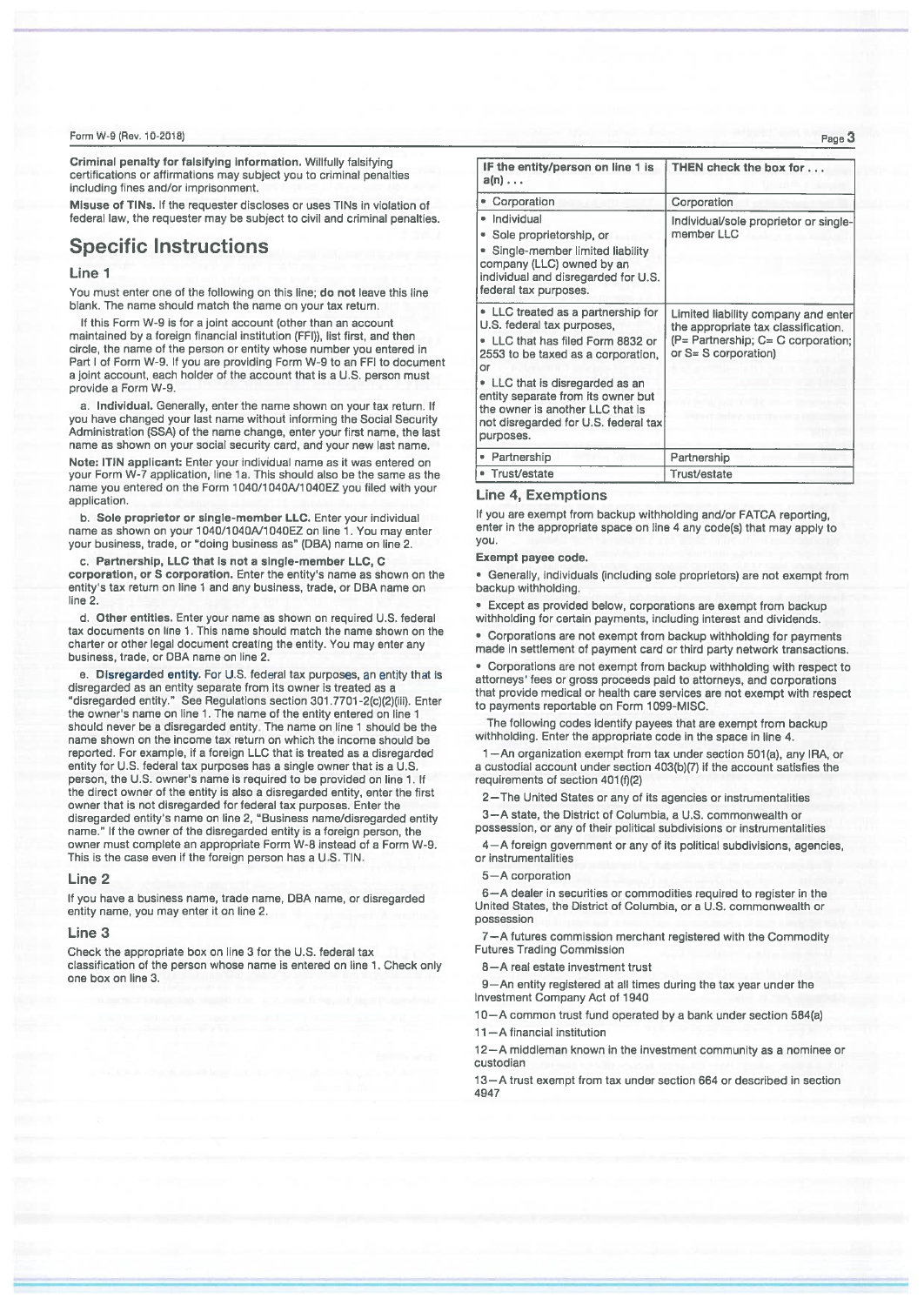**Criminal penalty for falsifying information.** Willfully falsifying certifications or affirmations may subject you to criminal penalties including fines and/or imprisonment.

**Misuse of TINs.** If the requester discloses or uses TINs in violation of federal law, the requester may be subject to civil and criminal penalties.

# Specific Instructions

## Line 1

You must enter one of the following on this line; **do not** leave this line blank. The name should match the name on your tax return.

If this Form W-9 is for a joint account (other than an account maintained by a foreign financial institution (FFI)), list first, and then circle, the name of the person or entity whose number you entered in Part I of Form W-9. If you are providing Form W-9 to an FFI to document a joint account, each holder of the account that is a U.S. person must provide a Form W-9.

a. **Individual.** Generally, enter the name shown on your tax return. If you have changed your last name without informing the Social Security Administration (SSA) of the name change, enter your first name, the last name as shown on your social security card, and your new last name.

**Note: ITIN applicant:** Enter your individual name as it was entered on your Form W-7 application, line 1a. This should also be the same as the name you entered on the Form 1040/1040A/1040EZ you filed with your application.

b. **Sole proprietor or single-member LLC.** Enter your individual name as shown on your 1040/1040A/1040EZ on line 1. You may enter your business, trade, or "doing business as" (DBA) name on line 2.

c. **Partnership, LLC that is not a single-member LLC, C corporation, or S corporation.** Enter the entity's name as shown on the entity's tax return on line 1 and any business, trade, or DBA name on line 2.

d. **Other entities.** Enter your name as shown on required U.S. federal tax documents on line 1. This name should match the name shown on the charter or other legal document creating the entity. You may enter any business, trade, or DBA name on line 2.

e. **Disregarded entity.** For U.S. federal tax purposes, an entity that is disregarded as an entity separate from its owner is treated as a "disregarded entity." See Regulations section 301.7701-2(c)(2)(iii). Enter the owner's name on line 1. The name of the entity entered on line 1 should never be a disregarded entity. The name on line 1 should be the name shown on the income tax return on which the income should be reported. For example, if a foreign LLC that is treated as a disregarded entity for U.S. federal tax purposes has a single owner that is a U.S. person, the U.S. owner's name is required to be provided on line 1. If the direct owner of the entity is also a disregarded entity, enter the first owner that is not disregarded for federal tax purposes. Enter the disregarded entity's name on line 2, "Business name/disregarded entity name." If the owner of the disregarded entity is a foreign person, the owner must complete an appropriate Form W-8 instead of a Form W-9. This is the case even if the foreign person has a U.S. TIN.

## Line 2

If you have a business name, trade name, DBA name, or disregarded entity name, you may enter it on line 2.

## Line 3

Check the appropriate box on line 3 for the U.S. federal tax classification of the person whose name is entered on line 1. Check only one box on line 3.

| IF the entity/person on line 1 is a(n) . . . | THEN check the box for . . . |
|---|---|
| • Corporation | Corporation |
| • Individual<br>• Sole proprietorship, or<br>• Single-member limited liability company (LLC) owned by an individual and disregarded for U.S. federal tax purposes. | Individual/sole proprietor or single-member LLC |
| • LLC treated as a partnership for U.S. federal tax purposes,<br>• LLC that has filed Form 8832 or 2553 to be taxed as a corporation, or<br>• LLC that is disregarded as an entity separate from its owner but the owner is another LLC that is not disregarded for U.S. federal tax purposes. | Limited liability company and enter the appropriate tax classification. (P= Partnership; C= C corporation; or S= S corporation) |
| • Partnership | Partnership |
| • Trust/estate | Trust/estate |

## Line 4, Exemptions

If you are exempt from backup withholding and/or FATCA reporting, enter in the appropriate space on line 4 any code(s) that may apply to you.

**Exempt payee code.**

- Generally, individuals (including sole proprietors) are not exempt from backup withholding.
- Except as provided below, corporations are exempt from backup withholding for certain payments, including interest and dividends.
- Corporations are not exempt from backup withholding for payments made in settlement of payment card or third party network transactions.
- Corporations are not exempt from backup withholding with respect to attorneys' fees or gross proceeds paid to attorneys, and corporations that provide medical or health care services are not exempt with respect to payments reportable on Form 1099-MISC.

The following codes identify payees that are exempt from backup withholding. Enter the appropriate code in the space in line 4.

1—An organization exempt from tax under section 501(a), any IRA, or a custodial account under section 403(b)(7) if the account satisfies the requirements of section 401(f)(2)

2—The United States or any of its agencies or instrumentalities

3—A state, the District of Columbia, a U.S. commonwealth or possession, or any of their political subdivisions or instrumentalities

4—A foreign government or any of its political subdivisions, agencies, or instrumentalities

5—A corporation

6—A dealer in securities or commodities required to register in the United States, the District of Columbia, or a U.S. commonwealth or possession

7—A futures commission merchant registered with the Commodity Futures Trading Commission

8—A real estate investment trust

9—An entity registered at all times during the tax year under the Investment Company Act of 1940

10—A common trust fund operated by a bank under section 584(a)

11—A financial institution

12—A middleman known in the investment community as a nominee or custodian

13—A trust exempt from tax under section 664 or described in section 4947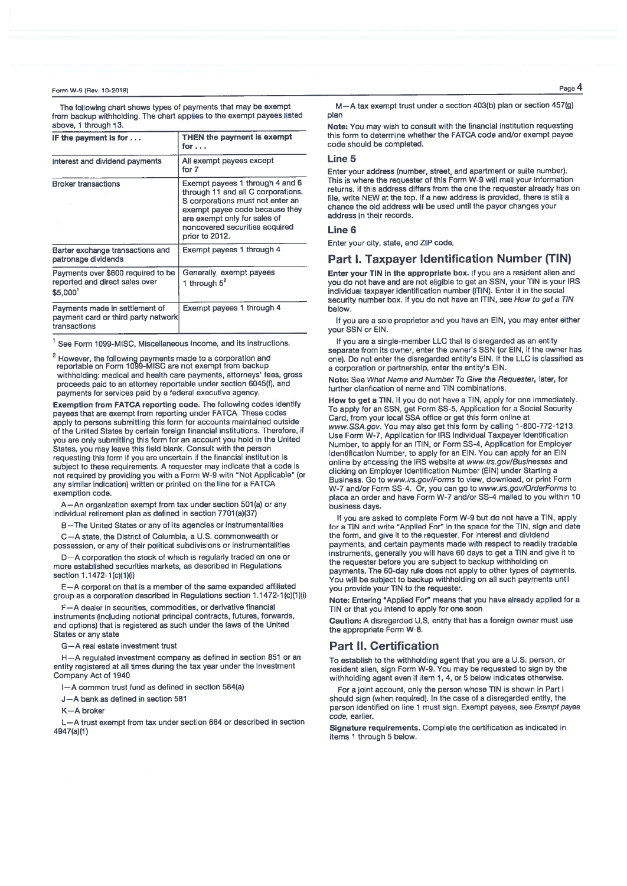The following chart shows types of payments that may be exempt from backup withholding. The chart applies to the exempt payees listed above, 1 through 13.

| IF the payment is for . . . | THEN the payment is exempt for . . . |
| --- | --- |
| Interest and dividend payments | All exempt payees except for 7 |
| Broker transactions | Exempt payees 1 through 4 and 6 through 11 and all C corporations. S corporations must not enter an exempt payee code because they are exempt only for sales of noncovered securities acquired prior to 2012. |
| Barter exchange transactions and patronage dividends | Exempt payees 1 through 4 |
| Payments over $600 required to be reported and direct sales over $5,000[1] | Generally, exempt payees 1 through 5[2] |
| Payments made in settlement of payment card or third party network transactions | Exempt payees 1 through 4 |

[1] See Form 1099-MISC, Miscellaneous Income, and its instructions.

[2] However, the following payments made to a corporation and reportable on Form 1099-MISC are not exempt from backup withholding: medical and health care payments, attorneys' fees, gross proceeds paid to an attorney reportable under section 6045(f), and payments for services paid by a federal executive agency.

**Exemption from FATCA reporting code.** The following codes identify payees that are exempt from reporting under FATCA. These codes apply to persons submitting this form for accounts maintained outside of the United States by certain foreign financial institutions. Therefore, if you are only submitting this form for an account you hold in the United States, you may leave this field blank. Consult with the person requesting this form if you are uncertain if the financial institution is subject to these requirements. A requester may indicate that a code is not required by providing you with a Form W-9 with "Not Applicable" (or any similar indication) written or printed on the line for a FATCA exemption code.

A—An organization exempt from tax under section 501(a) or any individual retirement plan as defined in section 7701(a)(37)

B—The United States or any of its agencies or instrumentalities

C—A state, the District of Columbia, a U.S. commonwealth or possession, or any of their political subdivisions or instrumentalities

D—A corporation the stock of which is regularly traded on one or more established securities markets, as described in Regulations section 1.1472-1(c)(1)(i)

E—A corporation that is a member of the same expanded affiliated group as a corporation described in Regulations section 1.1472-1(c)(1)(i)

F—A dealer in securities, commodities, or derivative financial instruments (including notional principal contracts, futures, forwards, and options) that is registered as such under the laws of the United States or any state

G—A real estate investment trust

H—A regulated investment company as defined in section 851 or an entity registered at all times during the tax year under the Investment Company Act of 1940

I—A common trust fund as defined in section 584(a)

J—A bank as defined in section 581

K—A broker

L—A trust exempt from tax under section 664 or described in section 4947(a)(1)

M—A tax exempt trust under a section 403(b) plan or section 457(g) plan

**Note:** You may wish to consult with the financial institution requesting this form to determine whether the FATCA code and/or exempt payee code should be completed.

### Line 5

Enter your address (number, street, and apartment or suite number). This is where the requester of this Form W-9 will mail your information returns. If this address differs from the one the requester already has on file, write NEW at the top. If a new address is provided, there is still a chance the old address will be used until the payor changes your address in their records.

### Line 6

Enter your city, state, and ZIP code.

## Part I. Taxpayer Identification Number (TIN)

**Enter your TIN in the appropriate box.** If you are a resident alien and you do not have and are not eligible to get an SSN, your TIN is your IRS individual taxpayer identification number (ITIN). Enter it in the social security number box. If you do not have an ITIN, see *How to get a TIN* below.

If you are a sole proprietor and you have an EIN, you may enter either your SSN or EIN.

If you are a single-member LLC that is disregarded as an entity separate from its owner, enter the owner's SSN (or EIN, if the owner has one). Do not enter the disregarded entity's EIN. If the LLC is classified as a corporation or partnership, enter the entity's EIN.

**Note:** See *What Name and Number To Give the Requester,* later, for further clarification of name and TIN combinations.

**How to get a TIN.** If you do not have a TIN, apply for one immediately. To apply for an SSN, get Form SS-5, Application for a Social Security Card, from your local SSA office or get this form online at *www.SSA.gov*. You may also get this form by calling 1-800-772-1213. Use Form W-7, Application for IRS Individual Taxpayer Identification Number, to apply for an ITIN, or Form SS-4, Application for Employer Identification Number, to apply for an EIN. You can apply for an EIN online by accessing the IRS website at *www.irs.gov/Businesses* and clicking on Employer Identification Number (EIN) under Starting a Business. Go to *www.irs.gov/Forms* to view, download, or print Form W-7 and/or Form SS-4. Or, you can go to *www.irs.gov/OrderForms* to place an order and have Form W-7 and/or SS-4 mailed to you within 10 business days.

If you are asked to complete Form W-9 but do not have a TIN, apply for a TIN and write "Applied For" in the space for the TIN, sign and date the form, and give it to the requester. For interest and dividend payments, and certain payments made with respect to readily tradable instruments, generally you will have 60 days to get a TIN and give it to the requester before you are subject to backup withholding on payments. The 60-day rule does not apply to other types of payments. You will be subject to backup withholding on all such payments until you provide your TIN to the requester.

**Note:** Entering "Applied For" means that you have already applied for a TIN or that you intend to apply for one soon.

**Caution:** A disregarded U.S. entity that has a foreign owner must use the appropriate Form W-8.

## Part II. Certification

To establish to the withholding agent that you are a U.S. person, or resident alien, sign Form W-9. You may be requested to sign by the withholding agent even if item 1, 4, or 5 below indicates otherwise.

For a joint account, only the person whose TIN is shown in Part I should sign (when required). In the case of a disregarded entity, the person identified on line 1 must sign. Exempt payees, see *Exempt payee code,* earlier.

**Signature requirements.** Complete the certification as indicated in items 1 through 5 below.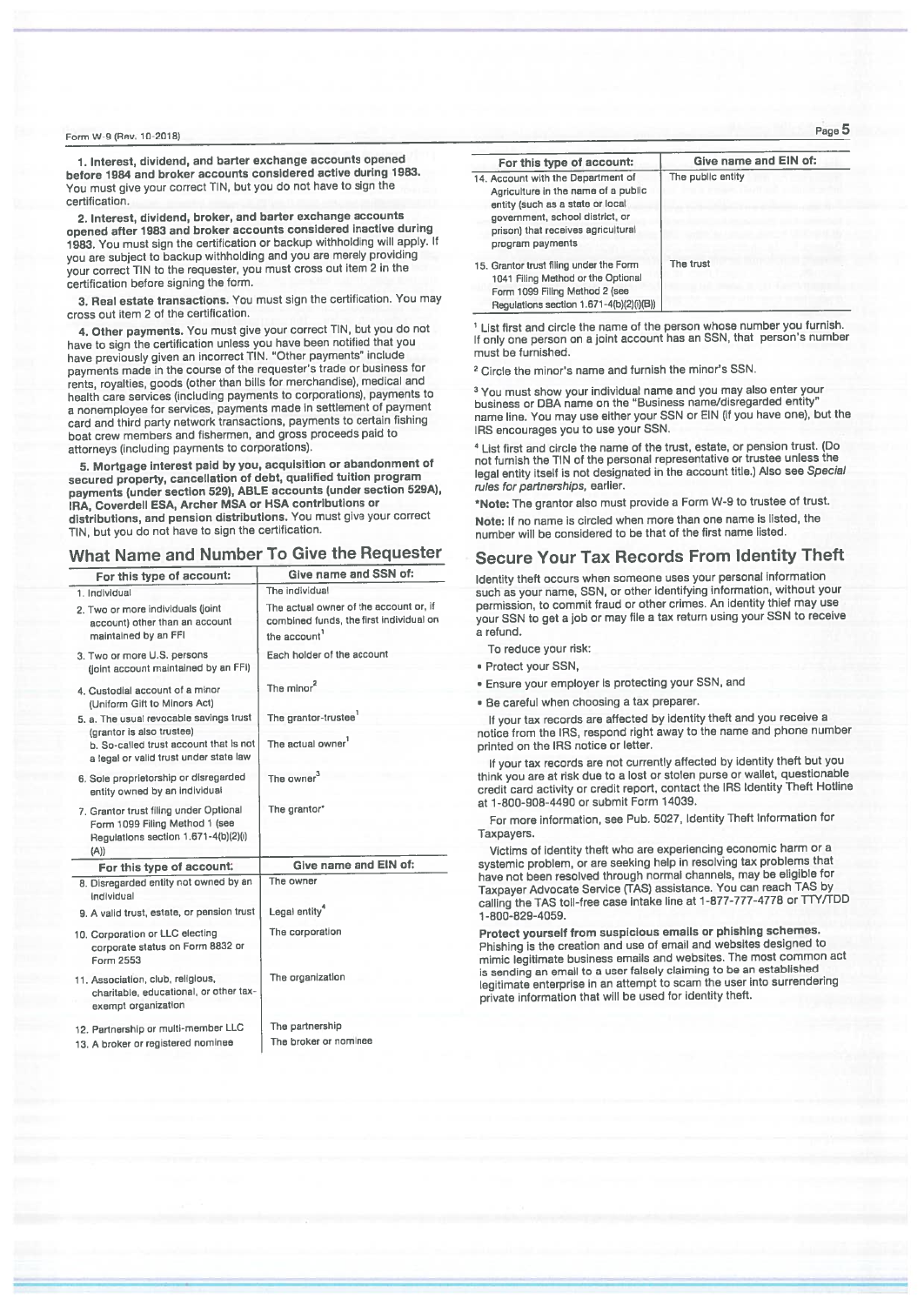**1. Interest, dividend, and barter exchange accounts opened before 1984 and broker accounts considered active during 1983.** You must give your correct TIN, but you do not have to sign the certification.

**2. Interest, dividend, broker, and barter exchange accounts opened after 1983 and broker accounts considered inactive during 1983.** You must sign the certification or backup withholding will apply. If you are subject to backup withholding and you are merely providing your correct TIN to the requester, you must cross out item 2 in the certification before signing the form.

**3. Real estate transactions.** You must sign the certification. You may cross out item 2 of the certification.

**4. Other payments.** You must give your correct TIN, but you do not have to sign the certification unless you have been notified that you have previously given an incorrect TIN. "Other payments" include payments made in the course of the requester's trade or business for rents, royalties, goods (other than bills for merchandise), medical and health care services (including payments to corporations), payments to a nonemployee for services, payments made in settlement of payment card and third party network transactions, payments to certain fishing boat crew members and fishermen, and gross proceeds paid to attorneys (including payments to corporations).

**5. Mortgage interest paid by you, acquisition or abandonment of secured property, cancellation of debt, qualified tuition program payments (under section 529), ABLE accounts (under section 529A), IRA, Coverdell ESA, Archer MSA or HSA contributions or distributions, and pension distributions.** You must give your correct TIN, but you do not have to sign the certification.

## What Name and Number To Give the Requester

| For this type of account: | Give name and SSN of: |
|---|---|
| 1. Individual | The individual |
| 2. Two or more individuals (joint account) other than an account maintained by an FFI | The actual owner of the account or, if combined funds, the first individual on the account[1] |
| 3. Two or more U.S. persons (joint account maintained by an FFI) | Each holder of the account |
| 4. Custodial account of a minor (Uniform Gift to Minors Act) | The minor[2] |
| 5. a. The usual revocable savings trust (grantor is also trustee) | The grantor-trustee[1] |
| b. So-called trust account that is not a legal or valid trust under state law | The actual owner[1] |
| 6. Sole proprietorship or disregarded entity owned by an individual | The owner[3] |
| 7. Grantor trust filing under Optional Form 1099 Filing Method 1 (see Regulations section 1.671-4(b)(2)(i)(A)) | The grantor* |

| For this type of account: | Give name and EIN of: |
|---|---|
| 8. Disregarded entity not owned by an individual | The owner |
| 9. A valid trust, estate, or pension trust | Legal entity[4] |
| 10. Corporation or LLC electing corporate status on Form 8832 or Form 2553 | The corporation |
| 11. Association, club, religious, charitable, educational, or other tax-exempt organization | The organization |
| 12. Partnership or multi-member LLC | The partnership |
| 13. A broker or registered nominee | The broker or nominee |
| 14. Account with the Department of Agriculture in the name of a public entity (such as a state or local government, school district, or prison) that receives agricultural program payments | The public entity |
| 15. Grantor trust filing under the Form 1041 Filing Method or the Optional Form 1099 Filing Method 2 (see Regulations section 1.671-4(b)(2)(i)(B)) | The trust |

[1] List first and circle the name of the person whose number you furnish. If only one person on a joint account has an SSN, that person's number must be furnished.

[2] Circle the minor's name and furnish the minor's SSN.

[3] You must show your individual name and you may also enter your business or DBA name on the "Business name/disregarded entity" name line. You may use either your SSN or EIN (if you have one), but the IRS encourages you to use your SSN.

[4] List first and circle the name of the trust, estate, or pension trust. (Do not furnish the TIN of the personal representative or trustee unless the legal entity itself is not designated in the account title.) Also see *Special rules for partnerships,* earlier.

***Note:** The grantor also must provide a Form W-9 to trustee of trust.

**Note:** If no name is circled when more than one name is listed, the number will be considered to be that of the first name listed.

## Secure Your Tax Records From Identity Theft

Identity theft occurs when someone uses your personal information such as your name, SSN, or other identifying information, without your permission, to commit fraud or other crimes. An identity thief may use your SSN to get a job or may file a tax return using your SSN to receive a refund.

To reduce your risk:

- Protect your SSN,
- Ensure your employer is protecting your SSN, and
- Be careful when choosing a tax preparer.

If your tax records are affected by identity theft and you receive a notice from the IRS, respond right away to the name and phone number printed on the IRS notice or letter.

If your tax records are not currently affected by identity theft but you think you are at risk due to a lost or stolen purse or wallet, questionable credit card activity or credit report, contact the IRS Identity Theft Hotline at 1-800-908-4490 or submit Form 14039.

For more information, see Pub. 5027, Identity Theft Information for Taxpayers.

Victims of identity theft who are experiencing economic harm or a systemic problem, or are seeking help in resolving tax problems that have not been resolved through normal channels, may be eligible for Taxpayer Advocate Service (TAS) assistance. You can reach TAS by calling the TAS toll-free case intake line at 1-877-777-4778 or TTY/TDD 1-800-829-4059.

**Protect yourself from suspicious emails or phishing schemes.** Phishing is the creation and use of email and websites designed to mimic legitimate business emails and websites. The most common act is sending an email to a user falsely claiming to be an established legitimate enterprise in an attempt to scam the user into surrendering private information that will be used for identity theft.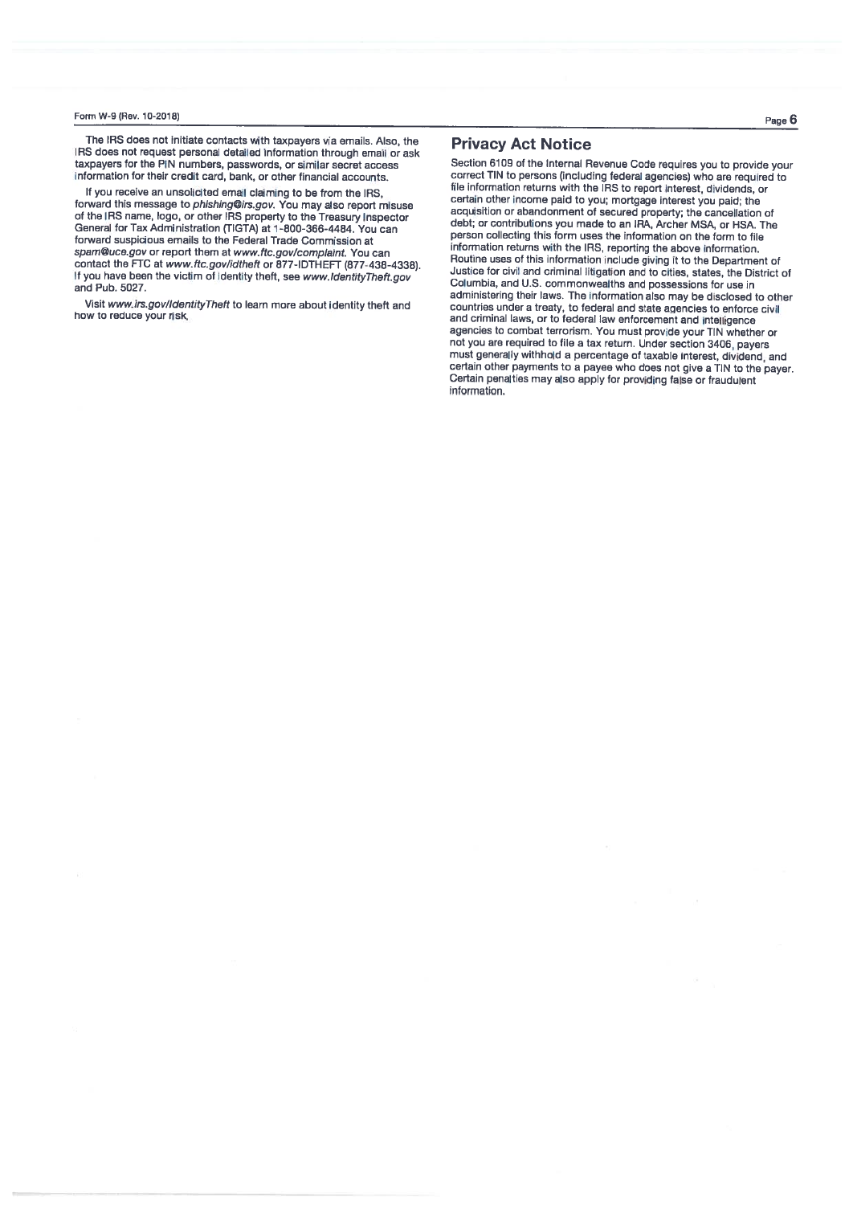The IRS does not initiate contacts with taxpayers via emails. Also, the IRS does not request personal detailed information through email or ask taxpayers for the PIN numbers, passwords, or similar secret access information for their credit card, bank, or other financial accounts.

If you receive an unsolicited email claiming to be from the IRS, forward this message to *phishing@irs.gov*. You may also report misuse of the IRS name, logo, or other IRS property to the Treasury Inspector General for Tax Administration (TIGTA) at 1-800-366-4484. You can forward suspicious emails to the Federal Trade Commission at *spam@uce.gov* or report them at *www.ftc.gov/complaint*. You can contact the FTC at *www.ftc.gov/idtheft* or 877-IDTHEFT (877-438-4338). If you have been the victim of identity theft, see *www.IdentityTheft.gov* and Pub. 5027.

Visit *www.irs.gov/IdentityTheft* to learn more about identity theft and how to reduce your risk.

## Privacy Act Notice

Section 6109 of the Internal Revenue Code requires you to provide your correct TIN to persons (including federal agencies) who are required to file information returns with the IRS to report interest, dividends, or certain other income paid to you; mortgage interest you paid; the acquisition or abandonment of secured property; the cancellation of debt; or contributions you made to an IRA, Archer MSA, or HSA. The person collecting this form uses the information on the form to file information returns with the IRS, reporting the above information. Routine uses of this information include giving it to the Department of Justice for civil and criminal litigation and to cities, states, the District of Columbia, and U.S. commonwealths and possessions for use in administering their laws. The information also may be disclosed to other countries under a treaty, to federal and state agencies to enforce civil and criminal laws, or to federal law enforcement and intelligence agencies to combat terrorism. You must provide your TIN whether or not you are required to file a tax return. Under section 3406, payers must generally withhold a percentage of taxable interest, dividend, and certain other payments to a payee who does not give a TIN to the payer. Certain penalties may also apply for providing false or fraudulent information.